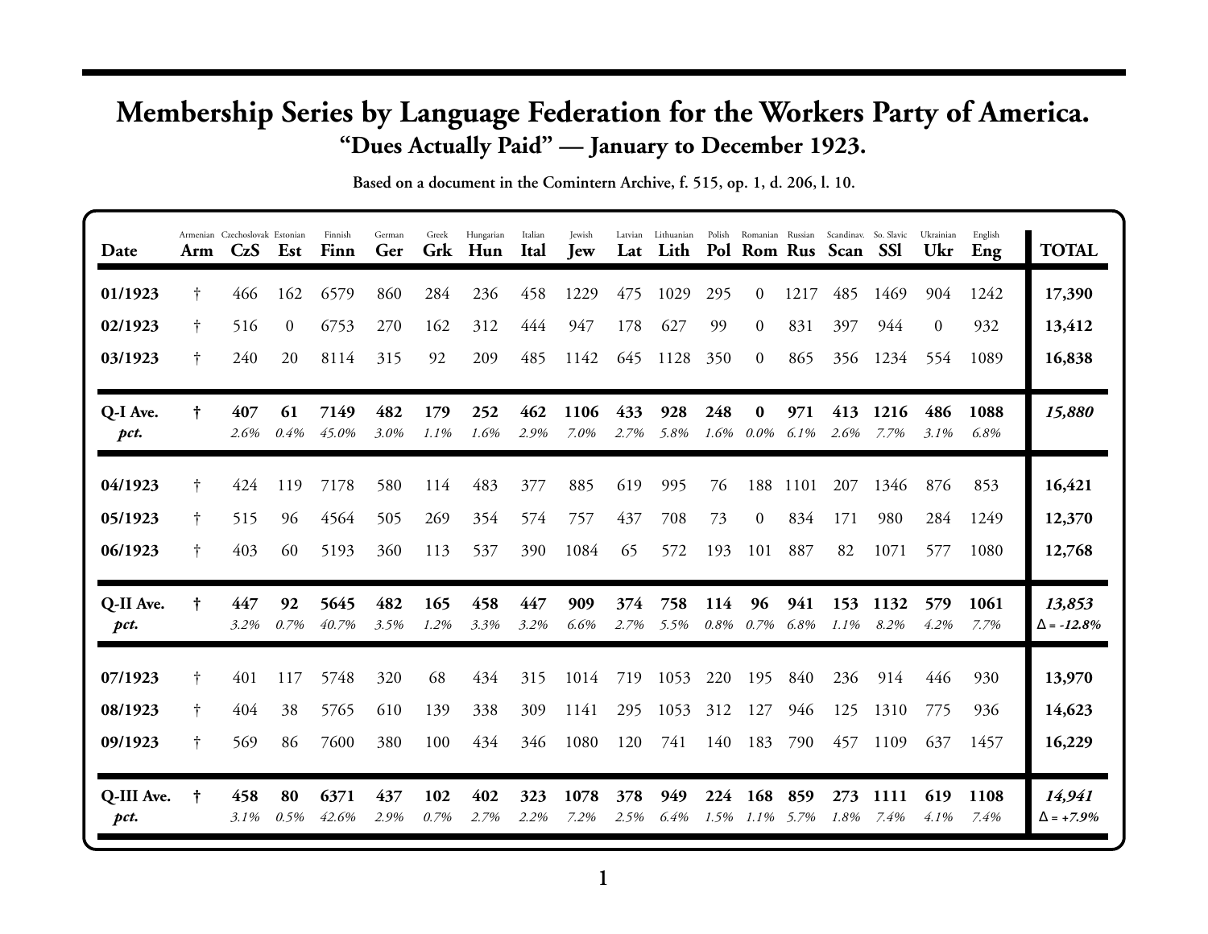# Membership Series by Language Federation for the Workers Party of America.

## "Dues Actually Paid" — January to December 1923.

**Based on a document in the Comintern Archive, f. 515, op. 1, d. 206, l. 10.**

| Date | Armenian Arm | Czechoslovak CzS | Estonian Est | Finnish Finn | German Ger | Greek Grk | Hungarian Hun | Italian Ital | Jewish Jew | Latvian Lat | Lithuanian Lith | Polish Pol | Romanian Rom | Russian Rus | Scandinav. Scan | So. Slavic SSl | Ukrainian Ukr | English Eng | TOTAL |
|---|---|---|---|---|---|---|---|---|---|---|---|---|---|---|---|---|---|---|---|
| **01/1923** | † | 466 | 162 | 6579 | 860 | 284 | 236 | 458 | 1229 | 475 | 1029 | 295 | 0 | 1217 | 485 | 1469 | 904 | 1242 | **17,390** |
| **02/1923** | † | 516 | 0 | 6753 | 270 | 162 | 312 | 444 | 947 | 178 | 627 | 99 | 0 | 831 | 397 | 944 | 0 | 932 | **13,412** |
| **03/1923** | † | 240 | 20 | 8114 | 315 | 92 | 209 | 485 | 1142 | 645 | 1128 | 350 | 0 | 865 | 356 | 1234 | 554 | 1089 | **16,838** |
| **Q-I Ave.** | **†** | **407** | **61** | **7149** | **482** | **179** | **252** | **462** | **1106** | **433** | **928** | **248** | **0** | **971** | **413** | **1216** | **486** | **1088** | ***15,880*** |
| ***pct.*** | | *2.6%* | *0.4%* | *45.0%* | *3.0%* | *1.1%* | *1.6%* | *2.9%* | *7.0%* | *2.7%* | *5.8%* | *1.6%* | *0.0%* | *6.1%* | *2.6%* | *7.7%* | *3.1%* | *6.8%* | |
| **04/1923** | † | 424 | 119 | 7178 | 580 | 114 | 483 | 377 | 885 | 619 | 995 | 76 | 188 | 1101 | 207 | 1346 | 876 | 853 | **16,421** |
| **05/1923** | † | 515 | 96 | 4564 | 505 | 269 | 354 | 574 | 757 | 437 | 708 | 73 | 0 | 834 | 171 | 980 | 284 | 1249 | **12,370** |
| **06/1923** | † | 403 | 60 | 5193 | 360 | 113 | 537 | 390 | 1084 | 65 | 572 | 193 | 101 | 887 | 82 | 1071 | 577 | 1080 | **12,768** |
| **Q-II Ave.** | **†** | **447** | **92** | **5645** | **482** | **165** | **458** | **447** | **909** | **374** | **758** | **114** | **96** | **941** | **153** | **1132** | **579** | **1061** | ***13,853*** |
| ***pct.*** | | *3.2%* | *0.7%* | *40.7%* | *3.5%* | *1.2%* | *3.3%* | *3.2%* | *6.6%* | *2.7%* | *5.5%* | *0.8%* | *0.7%* | *6.8%* | *1.1%* | *8.2%* | *4.2%* | *7.7%* | *Δ = -12.8%* |
| **07/1923** | † | 401 | 117 | 5748 | 320 | 68 | 434 | 315 | 1014 | 719 | 1053 | 220 | 195 | 840 | 236 | 914 | 446 | 930 | **13,970** |
| **08/1923** | † | 404 | 38 | 5765 | 610 | 139 | 338 | 309 | 1141 | 295 | 1053 | 312 | 127 | 946 | 125 | 1310 | 775 | 936 | **14,623** |
| **09/1923** | † | 569 | 86 | 7600 | 380 | 100 | 434 | 346 | 1080 | 120 | 741 | 140 | 183 | 790 | 457 | 1109 | 637 | 1457 | **16,229** |
| **Q-III Ave.** | **†** | **458** | **80** | **6371** | **437** | **102** | **402** | **323** | **1078** | **378** | **949** | **224** | **168** | **859** | **273** | **1111** | **619** | **1108** | ***14,941*** |
| ***pct.*** | | *3.1%* | *0.5%* | *42.6%* | *2.9%* | *0.7%* | *2.7%* | *2.2%* | *7.2%* | *2.5%* | *6.4%* | *1.5%* | *1.1%* | *5.7%* | *1.8%* | *7.4%* | *4.1%* | *7.4%* | *Δ = +7.9%* |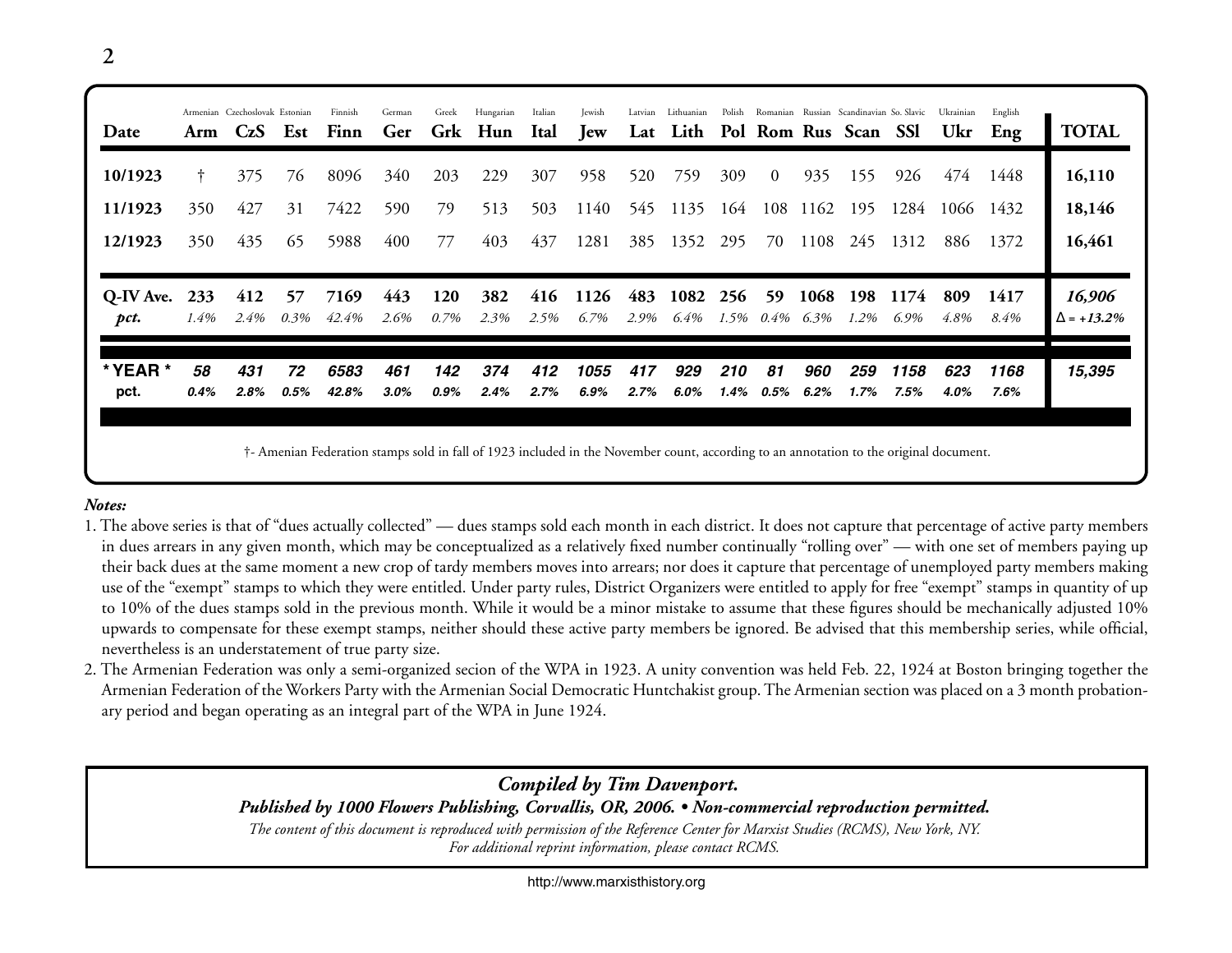| Date | Armenian Arm | Czechoslovak CzS | Estonian Est | Finnish Finn | German Ger | Greek Grk | Hungarian Hun | Italian Ital | Jewish Jew | Latvian Lat | Lithuanian Lith | Polish Pol | Romanian Rom | Russian Rus | Scandinavian Scan | So. Slavic SSl | Ukrainian Ukr | English Eng | TOTAL |
|---|---|---|---|---|---|---|---|---|---|---|---|---|---|---|---|---|---|---|---|
| **10/1923** | † | 375 | 76 | 8096 | 340 | 203 | 229 | 307 | 958 | 520 | 759 | 309 | 0 | 935 | 155 | 926 | 474 | 1448 | **16,110** |
| **11/1923** | 350 | 427 | 31 | 7422 | 590 | 79 | 513 | 503 | 1140 | 545 | 1135 | 164 | 108 | 1162 | 195 | 1284 | 1066 | 1432 | **18,146** |
| **12/1923** | 350 | 435 | 65 | 5988 | 400 | 77 | 403 | 437 | 1281 | 385 | 1352 | 295 | 70 | 1108 | 245 | 1312 | 886 | 1372 | **16,461** |
| **Q-IV Ave.** | **233** | **412** | **57** | **7169** | **443** | **120** | **382** | **416** | **1126** | **483** | **1082** | **256** | **59** | **1068** | **198** | **1174** | **809** | **1417** | ***16,906*** |
| ***pct.*** | *1.4%* | *2.4%* | *0.3%* | *42.4%* | *2.6%* | *0.7%* | *2.3%* | *2.5%* | *6.7%* | *2.9%* | *6.4%* | *1.5%* | *0.4%* | *6.3%* | *1.2%* | *6.9%* | *4.8%* | *8.4%* | *Δ = +13.2%* |
| ***\* YEAR \**** | ***58*** | ***431*** | ***72*** | ***6583*** | ***461*** | ***142*** | ***374*** | ***412*** | ***1055*** | ***417*** | ***929*** | ***210*** | ***81*** | ***960*** | ***259*** | ***1158*** | ***623*** | ***1168*** | ***15,395*** |
| **pct.** | ***0.4%*** | ***2.8%*** | ***0.5%*** | ***42.8%*** | ***3.0%*** | ***0.9%*** | ***2.4%*** | ***2.7%*** | ***6.9%*** | ***2.7%*** | ***6.0%*** | ***1.4%*** | ***0.5%*** | ***6.2%*** | ***1.7%*** | ***7.5%*** | ***4.0%*** | ***7.6%*** | |

†- Amenian Federation stamps sold in fall of 1923 included in the November count, according to an annotation to the original document.

***Notes:***

1. The above series is that of "dues actually collected" — dues stamps sold each month in each district. It does not capture that percentage of active party members in dues arrears in any given month, which may be conceptualized as a relatively fixed number continually "rolling over" — with one set of members paying up their back dues at the same moment a new crop of tardy members moves into arrears; nor does it capture that percentage of unemployed party members making use of the "exempt" stamps to which they were entitled. Under party rules, District Organizers were entitled to apply for free "exempt" stamps in quantity of up to 10% of the dues stamps sold in the previous month. While it would be a minor mistake to assume that these figures should be mechanically adjusted 10% upwards to compensate for these exempt stamps, neither should these active party members be ignored. Be advised that this membership series, while official, nevertheless is an understatement of true party size.
2. The Armenian Federation was only a semi-organized secion of the WPA in 1923. A unity convention was held Feb. 22, 1924 at Boston bringing together the Armenian Federation of the Workers Party with the Armenian Social Democratic Huntchakist group. The Armenian section was placed on a 3 month probationary period and began operating as an integral part of the WPA in June 1924.

***Compiled by Tim Davenport.***

***Published by 1000 Flowers Publishing, Corvallis, OR, 2006. • Non-commercial reproduction permitted.***

*The content of this document is reproduced with permission of the Reference Center for Marxist Studies (RCMS), New York, NY. For additional reprint information, please contact RCMS.*

http://www.marxisthistory.org